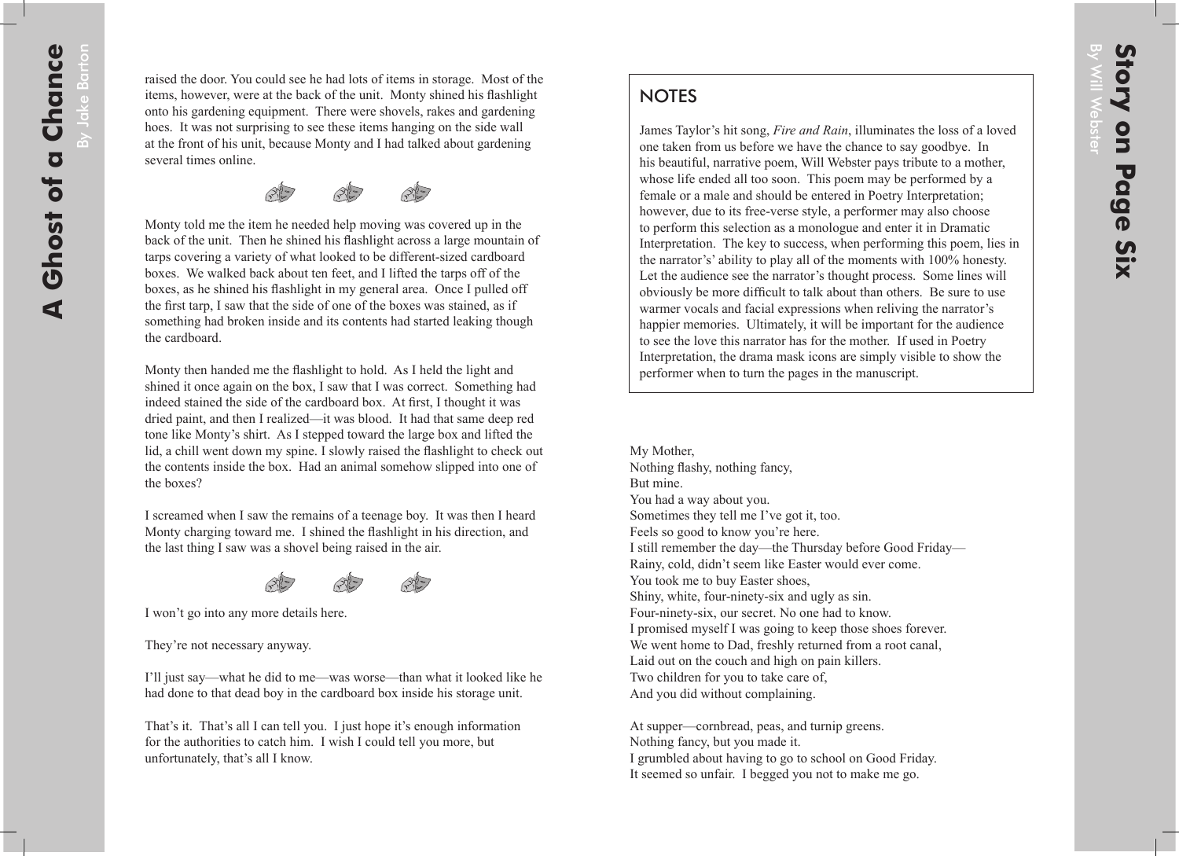raised the door. You could see he had lots of items in storage. Most of the items, however, were at the back of the unit. Monty shined his flashlight onto his gardening equipment. There were shovels, rakes and gardening hoes. It was not surprising to see these items hanging on the side wall at the front of his unit, because Monty and I had talked about gardening several times online.

Monty told me the item he needed help moving was covered up in the back of the unit. Then he shined his flashlight across a large mountain of tarps covering a variety of what looked to be different-sized cardboard boxes. We walked back about ten feet, and I lifted the tarps off of the boxes, as he shined his flashlight in my general area. Once I pulled off the first tarp, I saw that the side of one of the boxes was stained, as if something had broken inside and its contents had started leaking though the cardboard.

Monty then handed me the flashlight to hold. As I held the light and shined it once again on the box, I saw that I was correct. Something had indeed stained the side of the cardboard box. At first, I thought it was dried paint, and then I realized—it was blood. It had that same deep red tone like Monty's shirt. As I stepped toward the large box and lifted the lid, a chill went down my spine. I slowly raised the flashlight to check out the contents inside the box. Had an animal somehow slipped into one of the boxes?

I screamed when I saw the remains of a teenage boy. It was then I heard Monty charging toward me. I shined the flashlight in his direction, and the last thing I saw was a shovel being raised in the air.

I won't go into any more details here.

They're not necessary anyway.

I'll just say—what he did to me—was worse—than what it looked like he had done to that dead boy in the cardboard box inside his storage unit.

That's it. That's all I can tell you. I just hope it's enough information for the authorities to catch him. I wish I could tell you more, but unfortunately, that's all I know.

# Story on Page Six

By Will Webster

## NOTES

James Taylor's hit song, *Fire and Rain*, illuminates the loss of a loved one taken from us before we have the chance to say goodbye. In his beautiful, narrative poem, Will Webster pays tribute to a mother, whose life ended all too soon. This poem may be performed by a female or a male and should be entered in Poetry Interpretation; however, due to its free-verse style, a performer may also choose to perform this selection as a monologue and enter it in Dramatic Interpretation. The key to success, when performing this poem, lies in the narrator's' ability to play all of the moments with 100% honesty. Let the audience see the narrator's thought process. Some lines will obviously be more difficult to talk about than others. Be sure to use warmer vocals and facial expressions when reliving the narrator's happier memories. Ultimately, it will be important for the audience to see the love this narrator has for the mother. If used in Poetry Interpretation, the drama mask icons are simply visible to show the performer when to turn the pages in the manuscript.

My Mother,  
Nothing flashy, nothing fancy,  
But mine.  
You had a way about you.  
Sometimes they tell me I've got it, too.  
Feels so good to know you're here.  
I still remember the day—the Thursday before Good Friday—  
Rainy, cold, didn't seem like Easter would ever come.  
You took me to buy Easter shoes,  
Shiny, white, four-ninety-six and ugly as sin.  
Four-ninety-six, our secret. No one had to know.  
I promised myself I was going to keep those shoes forever.  
We went home to Dad, freshly returned from a root canal,  
Laid out on the couch and high on pain killers.  
Two children for you to take care of,  
And you did without complaining.

At supper—cornbread, peas, and turnip greens.  
Nothing fancy, but you made it.  
I grumbled about having to go to school on Good Friday.  
It seemed so unfair. I begged you not to make me go.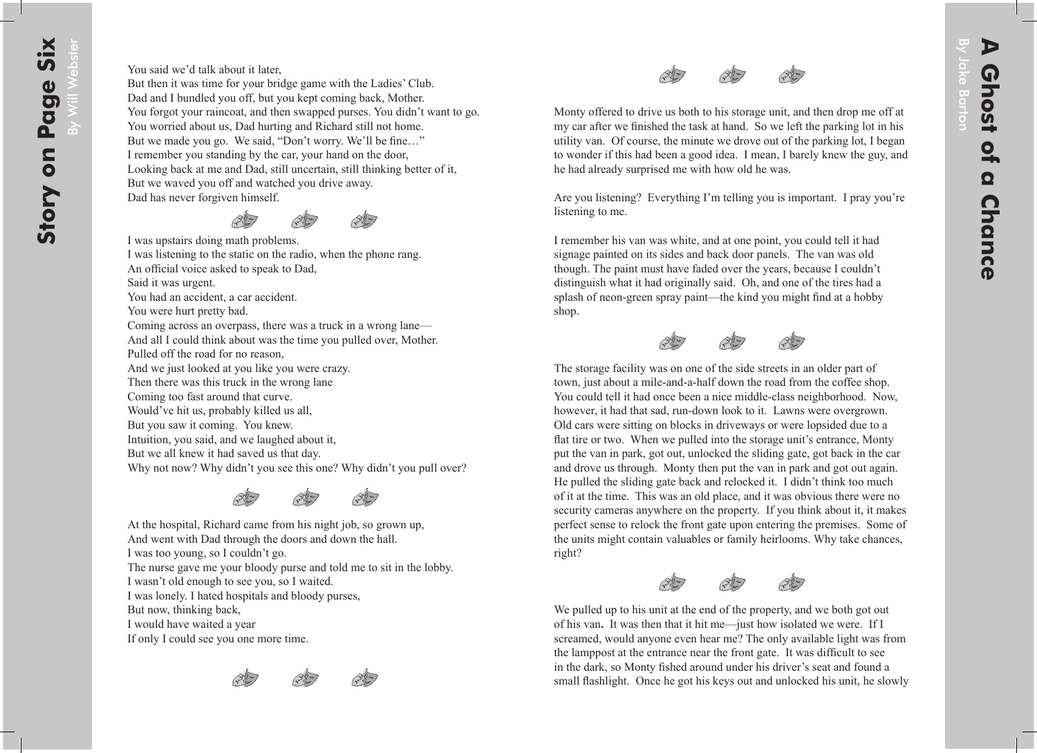You said we'd talk about it later,
But then it was time for your bridge game with the Ladies' Club.
Dad and I bundled you off, but you kept coming back, Mother.
You forgot your raincoat, and then swapped purses. You didn't want to go.
You worried about us, Dad hurting and Richard still not home.
But we made you go. We said, "Don't worry. We'll be fine…"
I remember you standing by the car, your hand on the door,
Looking back at me and Dad, still uncertain, still thinking better of it,
But we waved you off and watched you drive away.
Dad has never forgiven himself.

---

I was upstairs doing math problems.
I was listening to the static on the radio, when the phone rang.
An official voice asked to speak to Dad,
Said it was urgent.
You had an accident, a car accident.
You were hurt pretty bad.
Coming across an overpass, there was a truck in a wrong lane—
And all I could think about was the time you pulled over, Mother.
Pulled off the road for no reason,
And we just looked at you like you were crazy.
Then there was this truck in the wrong lane
Coming too fast around that curve.
Would've hit us, probably killed us all,
But you saw it coming. You knew.
Intuition, you said, and we laughed about it,
But we all knew it had saved us that day.
Why not now? Why didn't you see this one? Why didn't you pull over?

---

At the hospital, Richard came from his night job, so grown up,
And went with Dad through the doors and down the hall.
I was too young, so I couldn't go.
The nurse gave me your bloody purse and told me to sit in the lobby.
I wasn't old enough to see you, so I waited.
I was lonely. I hated hospitals and bloody purses,
But now, thinking back,
I would have waited a year
If only I could see you one more time.

---

Monty offered to drive us both to his storage unit, and then drop me off at my car after we finished the task at hand. So we left the parking lot in his utility van. Of course, the minute we drove out of the parking lot, I began to wonder if this had been a good idea. I mean, I barely knew the guy, and he had already surprised me with how old he was.

Are you listening? Everything I'm telling you is important. I pray you're listening to me.

I remember his van was white, and at one point, you could tell it had signage painted on its sides and back door panels. The van was old though. The paint must have faded over the years, because I couldn't distinguish what it had originally said. Oh, and one of the tires had a splash of neon-green spray paint—the kind you might find at a hobby shop.

---

The storage facility was on one of the side streets in an older part of town, just about a mile-and-a-half down the road from the coffee shop. You could tell it had once been a nice middle-class neighborhood. Now, however, it had that sad, run-down look to it. Lawns were overgrown. Old cars were sitting on blocks in driveways or were lopsided due to a flat tire or two. When we pulled into the storage unit's entrance, Monty put the van in park, got out, unlocked the sliding gate, got back in the car and drove us through. Monty then put the van in park and got out again. He pulled the sliding gate back and relocked it. I didn't think too much of it at the time. This was an old place, and it was obvious there were no security cameras anywhere on the property. If you think about it, it makes perfect sense to relock the front gate upon entering the premises. Some of the units might contain valuables or family heirlooms. Why take chances, right?

---

We pulled up to his unit at the end of the property, and we both got out of his van**.** It was then that it hit me—just how isolated we were. If I screamed, would anyone even hear me? The only available light was from the lamppost at the entrance near the front gate. It was difficult to see in the dark, so Monty fished around under his driver's seat and found a small flashlight. Once he got his keys out and unlocked his unit, he slowly